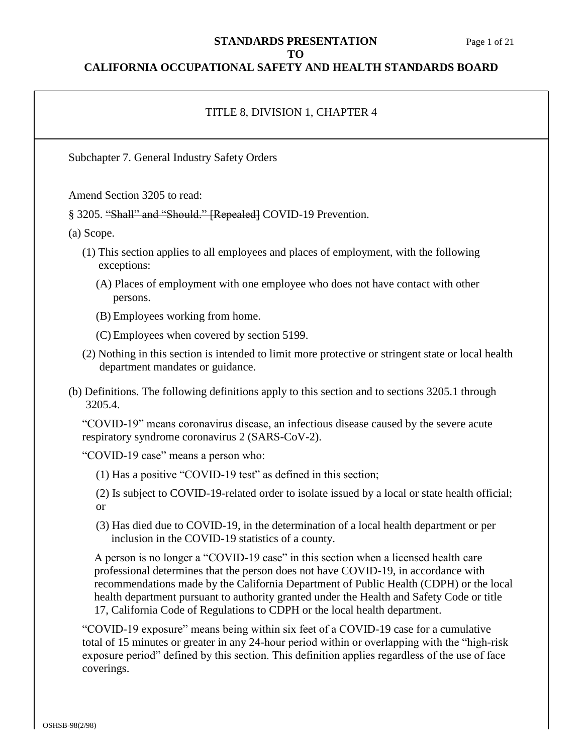**STANDARDS PRESENTATION**
**TO**
**CALIFORNIA OCCUPATIONAL SAFETY AND HEALTH STANDARDS BOARD**

TITLE 8, DIVISION 1, CHAPTER 4

Subchapter 7. General Industry Safety Orders

Amend Section 3205 to read:

§ 3205. ~~"Shall" and "Should." [Repealed]~~ COVID-19 Prevention.

(a) Scope.

(1) This section applies to all employees and places of employment, with the following exceptions:

(A) Places of employment with one employee who does not have contact with other persons.

(B) Employees working from home.

(C) Employees when covered by section 5199.

(2) Nothing in this section is intended to limit more protective or stringent state or local health department mandates or guidance.

(b) Definitions. The following definitions apply to this section and to sections 3205.1 through 3205.4.

"COVID-19" means coronavirus disease, an infectious disease caused by the severe acute respiratory syndrome coronavirus 2 (SARS-CoV-2).

"COVID-19 case" means a person who:

(1) Has a positive "COVID-19 test" as defined in this section;

(2) Is subject to COVID-19-related order to isolate issued by a local or state health official; or

(3) Has died due to COVID-19, in the determination of a local health department or per inclusion in the COVID-19 statistics of a county.

A person is no longer a "COVID-19 case" in this section when a licensed health care professional determines that the person does not have COVID-19, in accordance with recommendations made by the California Department of Public Health (CDPH) or the local health department pursuant to authority granted under the Health and Safety Code or title 17, California Code of Regulations to CDPH or the local health department.

"COVID-19 exposure" means being within six feet of a COVID-19 case for a cumulative total of 15 minutes or greater in any 24-hour period within or overlapping with the "high-risk exposure period" defined by this section. This definition applies regardless of the use of face coverings.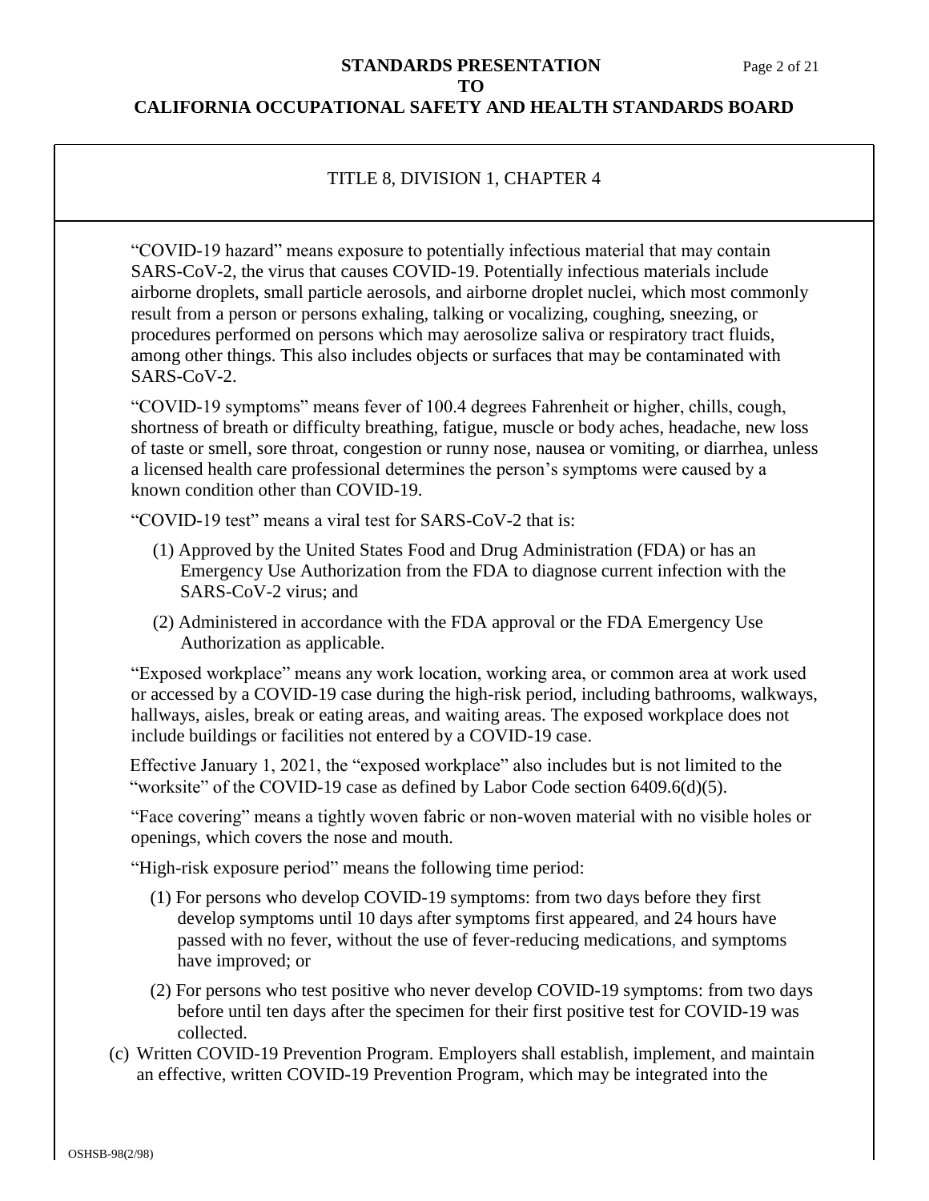TITLE 8, DIVISION 1, CHAPTER 4

"COVID-19 hazard" means exposure to potentially infectious material that may contain SARS-CoV-2, the virus that causes COVID-19. Potentially infectious materials include airborne droplets, small particle aerosols, and airborne droplet nuclei, which most commonly result from a person or persons exhaling, talking or vocalizing, coughing, sneezing, or procedures performed on persons which may aerosolize saliva or respiratory tract fluids, among other things. This also includes objects or surfaces that may be contaminated with SARS-CoV-2.

"COVID-19 symptoms" means fever of 100.4 degrees Fahrenheit or higher, chills, cough, shortness of breath or difficulty breathing, fatigue, muscle or body aches, headache, new loss of taste or smell, sore throat, congestion or runny nose, nausea or vomiting, or diarrhea, unless a licensed health care professional determines the person's symptoms were caused by a known condition other than COVID-19.

"COVID-19 test" means a viral test for SARS-CoV-2 that is:

(1) Approved by the United States Food and Drug Administration (FDA) or has an Emergency Use Authorization from the FDA to diagnose current infection with the SARS-CoV-2 virus; and

(2) Administered in accordance with the FDA approval or the FDA Emergency Use Authorization as applicable.

"Exposed workplace" means any work location, working area, or common area at work used or accessed by a COVID-19 case during the high-risk period, including bathrooms, walkways, hallways, aisles, break or eating areas, and waiting areas. The exposed workplace does not include buildings or facilities not entered by a COVID-19 case.

Effective January 1, 2021, the "exposed workplace" also includes but is not limited to the "worksite" of the COVID-19 case as defined by Labor Code section 6409.6(d)(5).

"Face covering" means a tightly woven fabric or non-woven material with no visible holes or openings, which covers the nose and mouth.

"High-risk exposure period" means the following time period:

(1) For persons who develop COVID-19 symptoms: from two days before they first develop symptoms until 10 days after symptoms first appeared, and 24 hours have passed with no fever, without the use of fever-reducing medications, and symptoms have improved; or

(2) For persons who test positive who never develop COVID-19 symptoms: from two days before until ten days after the specimen for their first positive test for COVID-19 was collected.

(c) Written COVID-19 Prevention Program. Employers shall establish, implement, and maintain an effective, written COVID-19 Prevention Program, which may be integrated into the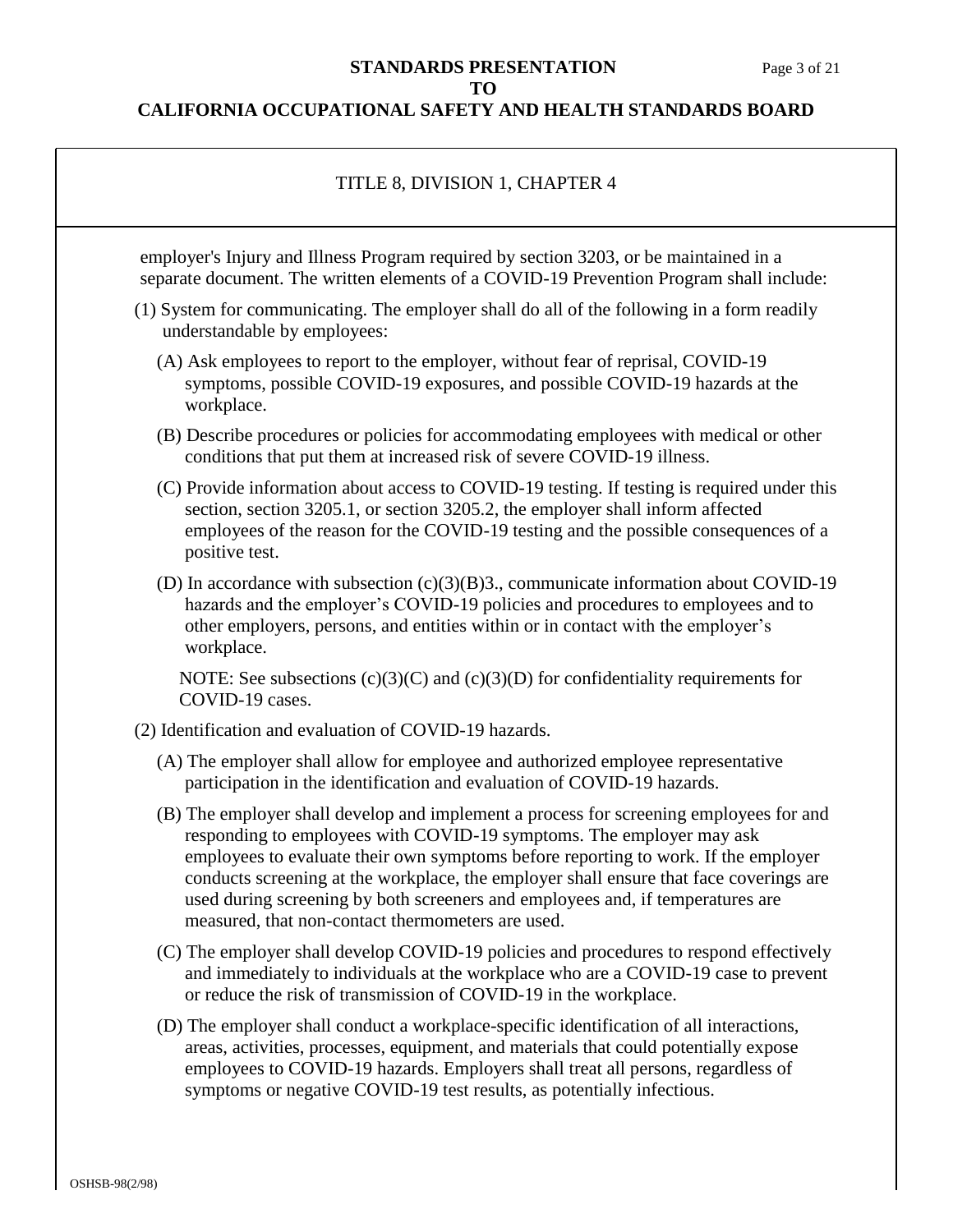TITLE 8, DIVISION 1, CHAPTER 4

employer's Injury and Illness Program required by section 3203, or be maintained in a separate document. The written elements of a COVID-19 Prevention Program shall include:

(1) System for communicating. The employer shall do all of the following in a form readily understandable by employees:

(A) Ask employees to report to the employer, without fear of reprisal, COVID-19 symptoms, possible COVID-19 exposures, and possible COVID-19 hazards at the workplace.

(B) Describe procedures or policies for accommodating employees with medical or other conditions that put them at increased risk of severe COVID-19 illness.

(C) Provide information about access to COVID-19 testing. If testing is required under this section, section 3205.1, or section 3205.2, the employer shall inform affected employees of the reason for the COVID-19 testing and the possible consequences of a positive test.

(D) In accordance with subsection (c)(3)(B)3., communicate information about COVID-19 hazards and the employer's COVID-19 policies and procedures to employees and to other employers, persons, and entities within or in contact with the employer's workplace.

NOTE: See subsections (c)(3)(C) and (c)(3)(D) for confidentiality requirements for COVID-19 cases.

(2) Identification and evaluation of COVID-19 hazards.

(A) The employer shall allow for employee and authorized employee representative participation in the identification and evaluation of COVID-19 hazards.

(B) The employer shall develop and implement a process for screening employees for and responding to employees with COVID-19 symptoms. The employer may ask employees to evaluate their own symptoms before reporting to work. If the employer conducts screening at the workplace, the employer shall ensure that face coverings are used during screening by both screeners and employees and, if temperatures are measured, that non-contact thermometers are used.

(C) The employer shall develop COVID-19 policies and procedures to respond effectively and immediately to individuals at the workplace who are a COVID-19 case to prevent or reduce the risk of transmission of COVID-19 in the workplace.

(D) The employer shall conduct a workplace-specific identification of all interactions, areas, activities, processes, equipment, and materials that could potentially expose employees to COVID-19 hazards. Employers shall treat all persons, regardless of symptoms or negative COVID-19 test results, as potentially infectious.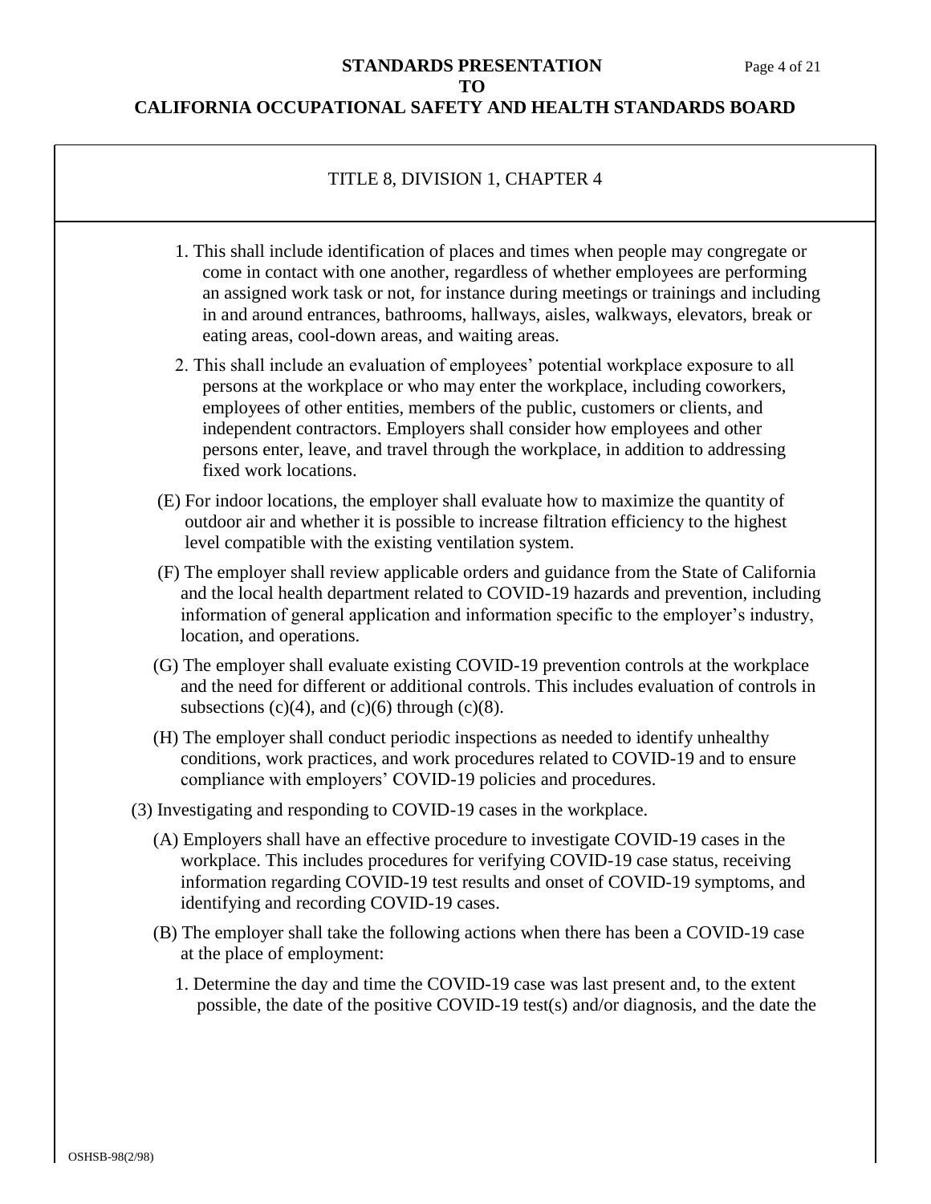TITLE 8, DIVISION 1, CHAPTER 4

1. This shall include identification of places and times when people may congregate or come in contact with one another, regardless of whether employees are performing an assigned work task or not, for instance during meetings or trainings and including in and around entrances, bathrooms, hallways, aisles, walkways, elevators, break or eating areas, cool-down areas, and waiting areas.

2. This shall include an evaluation of employees' potential workplace exposure to all persons at the workplace or who may enter the workplace, including coworkers, employees of other entities, members of the public, customers or clients, and independent contractors. Employers shall consider how employees and other persons enter, leave, and travel through the workplace, in addition to addressing fixed work locations.

(E) For indoor locations, the employer shall evaluate how to maximize the quantity of outdoor air and whether it is possible to increase filtration efficiency to the highest level compatible with the existing ventilation system.

(F) The employer shall review applicable orders and guidance from the State of California and the local health department related to COVID-19 hazards and prevention, including information of general application and information specific to the employer's industry, location, and operations.

(G) The employer shall evaluate existing COVID-19 prevention controls at the workplace and the need for different or additional controls. This includes evaluation of controls in subsections (c)(4), and (c)(6) through (c)(8).

(H) The employer shall conduct periodic inspections as needed to identify unhealthy conditions, work practices, and work procedures related to COVID-19 and to ensure compliance with employers' COVID-19 policies and procedures.

(3) Investigating and responding to COVID-19 cases in the workplace.

(A) Employers shall have an effective procedure to investigate COVID-19 cases in the workplace. This includes procedures for verifying COVID-19 case status, receiving information regarding COVID-19 test results and onset of COVID-19 symptoms, and identifying and recording COVID-19 cases.

(B) The employer shall take the following actions when there has been a COVID-19 case at the place of employment:

1. Determine the day and time the COVID-19 case was last present and, to the extent possible, the date of the positive COVID-19 test(s) and/or diagnosis, and the date the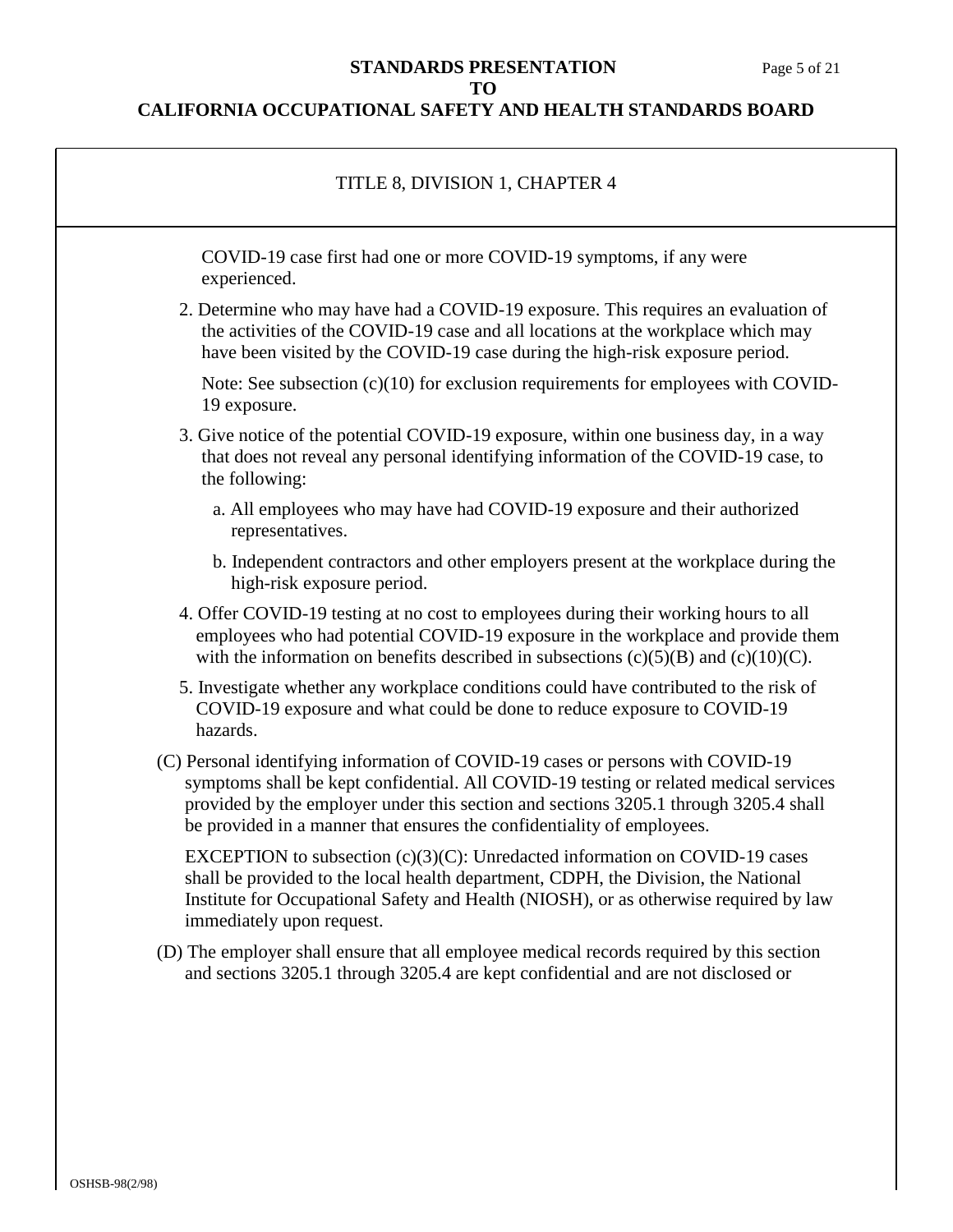TITLE 8, DIVISION 1, CHAPTER 4

COVID-19 case first had one or more COVID-19 symptoms, if any were experienced.

2. Determine who may have had a COVID-19 exposure. This requires an evaluation of the activities of the COVID-19 case and all locations at the workplace which may have been visited by the COVID-19 case during the high-risk exposure period.

   Note: See subsection (c)(10) for exclusion requirements for employees with COVID-19 exposure.

3. Give notice of the potential COVID-19 exposure, within one business day, in a way that does not reveal any personal identifying information of the COVID-19 case, to the following:

   a. All employees who may have had COVID-19 exposure and their authorized representatives.

   b. Independent contractors and other employers present at the workplace during the high-risk exposure period.

4. Offer COVID-19 testing at no cost to employees during their working hours to all employees who had potential COVID-19 exposure in the workplace and provide them with the information on benefits described in subsections (c)(5)(B) and (c)(10)(C).

5. Investigate whether any workplace conditions could have contributed to the risk of COVID-19 exposure and what could be done to reduce exposure to COVID-19 hazards.

(C) Personal identifying information of COVID-19 cases or persons with COVID-19 symptoms shall be kept confidential. All COVID-19 testing or related medical services provided by the employer under this section and sections 3205.1 through 3205.4 shall be provided in a manner that ensures the confidentiality of employees.

EXCEPTION to subsection (c)(3)(C): Unredacted information on COVID-19 cases shall be provided to the local health department, CDPH, the Division, the National Institute for Occupational Safety and Health (NIOSH), or as otherwise required by law immediately upon request.

(D) The employer shall ensure that all employee medical records required by this section and sections 3205.1 through 3205.4 are kept confidential and are not disclosed or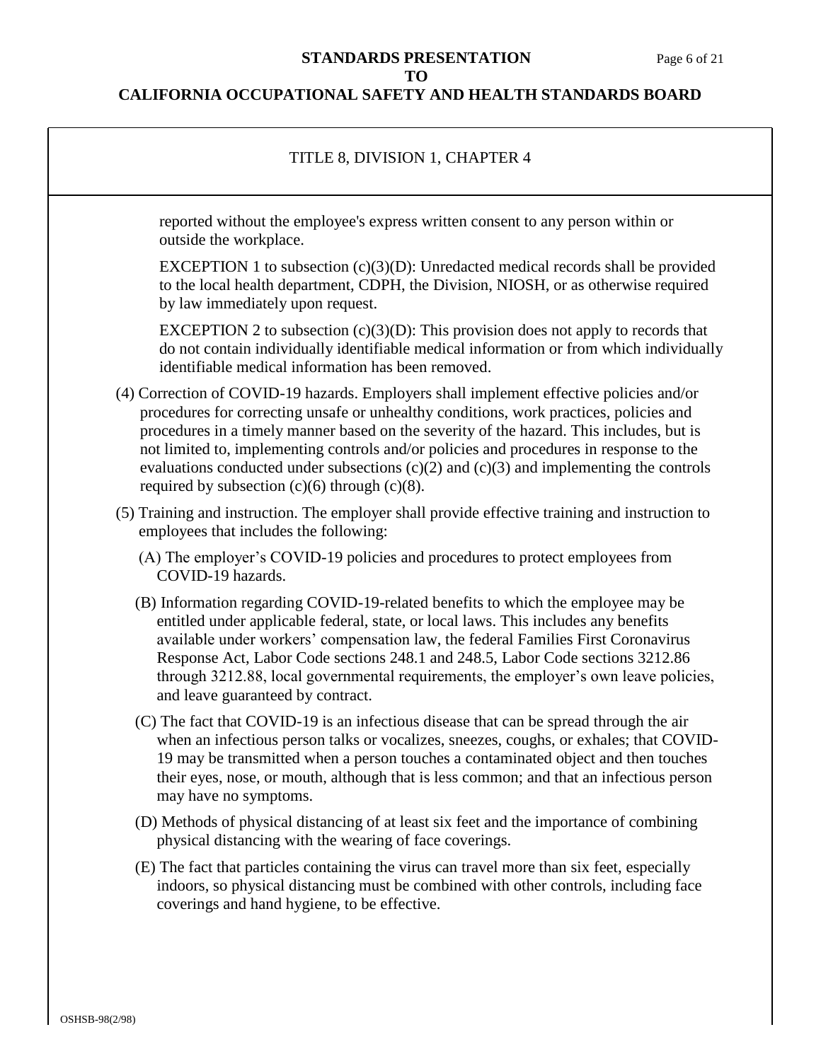TITLE 8, DIVISION 1, CHAPTER 4

reported without the employee's express written consent to any person within or outside the workplace.

EXCEPTION 1 to subsection (c)(3)(D): Unredacted medical records shall be provided to the local health department, CDPH, the Division, NIOSH, or as otherwise required by law immediately upon request.

EXCEPTION 2 to subsection (c)(3)(D): This provision does not apply to records that do not contain individually identifiable medical information or from which individually identifiable medical information has been removed.

(4) Correction of COVID-19 hazards. Employers shall implement effective policies and/or procedures for correcting unsafe or unhealthy conditions, work practices, policies and procedures in a timely manner based on the severity of the hazard. This includes, but is not limited to, implementing controls and/or policies and procedures in response to the evaluations conducted under subsections (c)(2) and (c)(3) and implementing the controls required by subsection (c)(6) through (c)(8).

(5) Training and instruction. The employer shall provide effective training and instruction to employees that includes the following:

(A) The employer's COVID-19 policies and procedures to protect employees from COVID-19 hazards.

(B) Information regarding COVID-19-related benefits to which the employee may be entitled under applicable federal, state, or local laws. This includes any benefits available under workers' compensation law, the federal Families First Coronavirus Response Act, Labor Code sections 248.1 and 248.5, Labor Code sections 3212.86 through 3212.88, local governmental requirements, the employer's own leave policies, and leave guaranteed by contract.

(C) The fact that COVID-19 is an infectious disease that can be spread through the air when an infectious person talks or vocalizes, sneezes, coughs, or exhales; that COVID-19 may be transmitted when a person touches a contaminated object and then touches their eyes, nose, or mouth, although that is less common; and that an infectious person may have no symptoms.

(D) Methods of physical distancing of at least six feet and the importance of combining physical distancing with the wearing of face coverings.

(E) The fact that particles containing the virus can travel more than six feet, especially indoors, so physical distancing must be combined with other controls, including face coverings and hand hygiene, to be effective.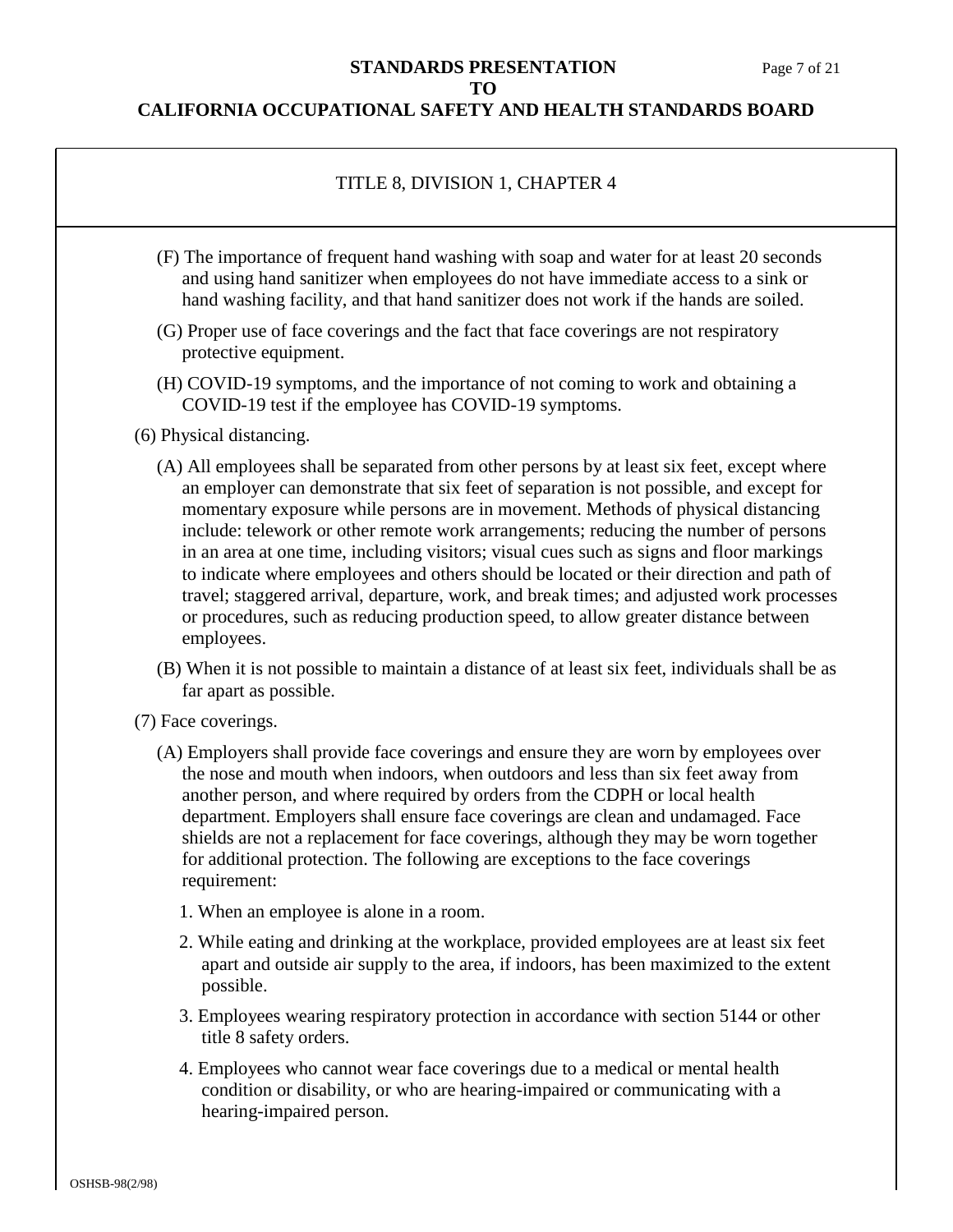TITLE 8, DIVISION 1, CHAPTER 4

(F) The importance of frequent hand washing with soap and water for at least 20 seconds and using hand sanitizer when employees do not have immediate access to a sink or hand washing facility, and that hand sanitizer does not work if the hands are soiled.

(G) Proper use of face coverings and the fact that face coverings are not respiratory protective equipment.

(H) COVID-19 symptoms, and the importance of not coming to work and obtaining a COVID-19 test if the employee has COVID-19 symptoms.

(6) Physical distancing.

(A) All employees shall be separated from other persons by at least six feet, except where an employer can demonstrate that six feet of separation is not possible, and except for momentary exposure while persons are in movement. Methods of physical distancing include: telework or other remote work arrangements; reducing the number of persons in an area at one time, including visitors; visual cues such as signs and floor markings to indicate where employees and others should be located or their direction and path of travel; staggered arrival, departure, work, and break times; and adjusted work processes or procedures, such as reducing production speed, to allow greater distance between employees.

(B) When it is not possible to maintain a distance of at least six feet, individuals shall be as far apart as possible.

(7) Face coverings.

(A) Employers shall provide face coverings and ensure they are worn by employees over the nose and mouth when indoors, when outdoors and less than six feet away from another person, and where required by orders from the CDPH or local health department. Employers shall ensure face coverings are clean and undamaged. Face shields are not a replacement for face coverings, although they may be worn together for additional protection. The following are exceptions to the face coverings requirement:

1. When an employee is alone in a room.

2. While eating and drinking at the workplace, provided employees are at least six feet apart and outside air supply to the area, if indoors, has been maximized to the extent possible.

3. Employees wearing respiratory protection in accordance with section 5144 or other title 8 safety orders.

4. Employees who cannot wear face coverings due to a medical or mental health condition or disability, or who are hearing-impaired or communicating with a hearing-impaired person.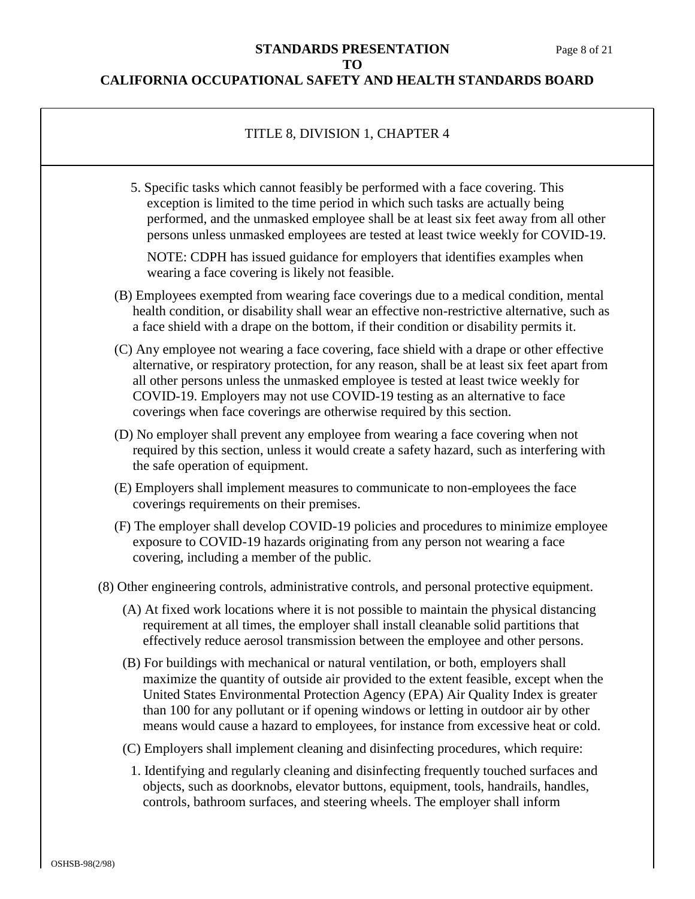TITLE 8, DIVISION 1, CHAPTER 4

5. Specific tasks which cannot feasibly be performed with a face covering. This exception is limited to the time period in which such tasks are actually being performed, and the unmasked employee shall be at least six feet away from all other persons unless unmasked employees are tested at least twice weekly for COVID-19.

   NOTE: CDPH has issued guidance for employers that identifies examples when wearing a face covering is likely not feasible.

(B) Employees exempted from wearing face coverings due to a medical condition, mental health condition, or disability shall wear an effective non-restrictive alternative, such as a face shield with a drape on the bottom, if their condition or disability permits it.

(C) Any employee not wearing a face covering, face shield with a drape or other effective alternative, or respiratory protection, for any reason, shall be at least six feet apart from all other persons unless the unmasked employee is tested at least twice weekly for COVID-19. Employers may not use COVID-19 testing as an alternative to face coverings when face coverings are otherwise required by this section.

(D) No employer shall prevent any employee from wearing a face covering when not required by this section, unless it would create a safety hazard, such as interfering with the safe operation of equipment.

(E) Employers shall implement measures to communicate to non-employees the face coverings requirements on their premises.

(F) The employer shall develop COVID-19 policies and procedures to minimize employee exposure to COVID-19 hazards originating from any person not wearing a face covering, including a member of the public.

(8) Other engineering controls, administrative controls, and personal protective equipment.

(A) At fixed work locations where it is not possible to maintain the physical distancing requirement at all times, the employer shall install cleanable solid partitions that effectively reduce aerosol transmission between the employee and other persons.

(B) For buildings with mechanical or natural ventilation, or both, employers shall maximize the quantity of outside air provided to the extent feasible, except when the United States Environmental Protection Agency (EPA) Air Quality Index is greater than 100 for any pollutant or if opening windows or letting in outdoor air by other means would cause a hazard to employees, for instance from excessive heat or cold.

(C) Employers shall implement cleaning and disinfecting procedures, which require:

1. Identifying and regularly cleaning and disinfecting frequently touched surfaces and objects, such as doorknobs, elevator buttons, equipment, tools, handrails, handles, controls, bathroom surfaces, and steering wheels. The employer shall inform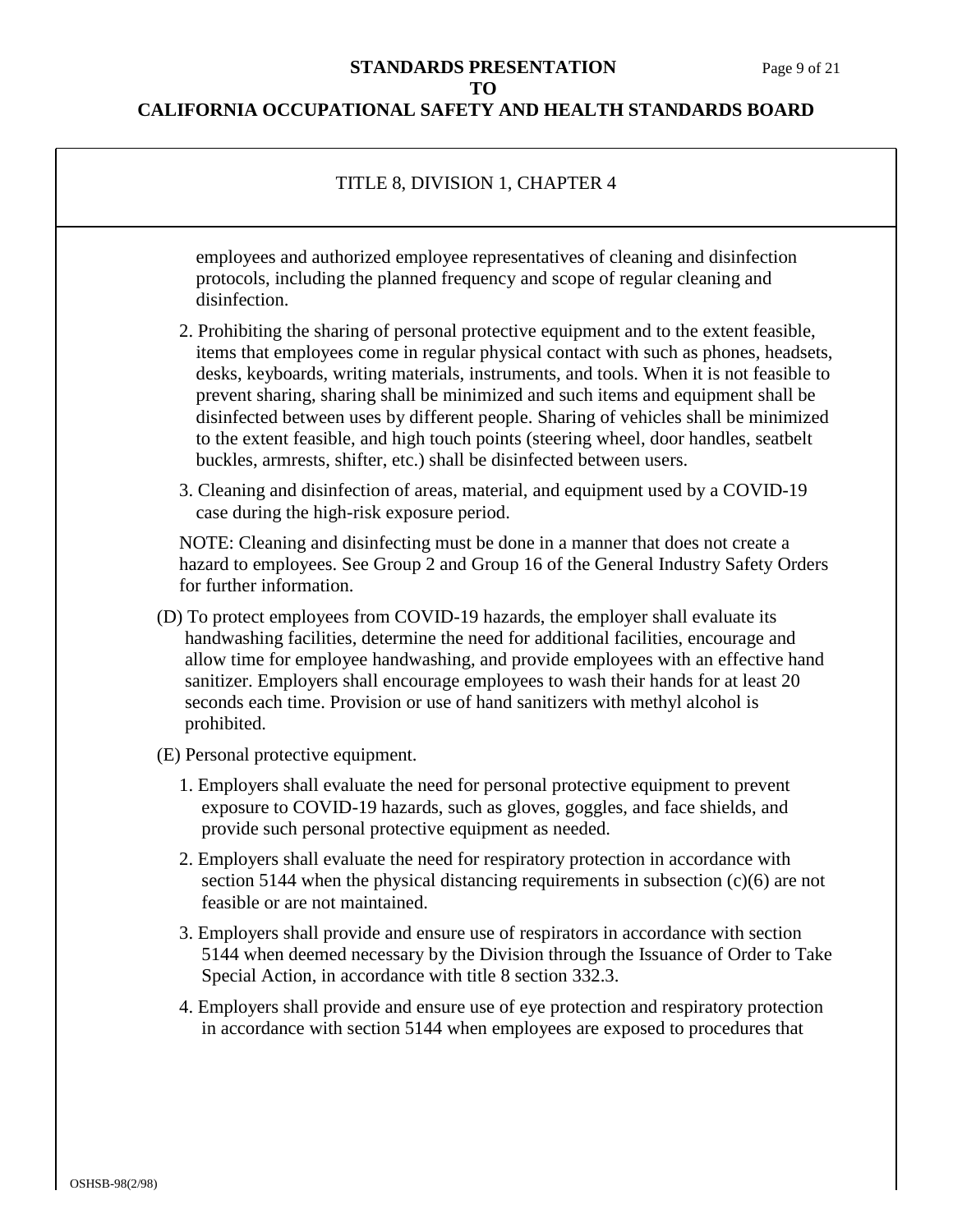TITLE 8, DIVISION 1, CHAPTER 4

employees and authorized employee representatives of cleaning and disinfection protocols, including the planned frequency and scope of regular cleaning and disinfection.

2. Prohibiting the sharing of personal protective equipment and to the extent feasible, items that employees come in regular physical contact with such as phones, headsets, desks, keyboards, writing materials, instruments, and tools. When it is not feasible to prevent sharing, sharing shall be minimized and such items and equipment shall be disinfected between uses by different people. Sharing of vehicles shall be minimized to the extent feasible, and high touch points (steering wheel, door handles, seatbelt buckles, armrests, shifter, etc.) shall be disinfected between users.

3. Cleaning and disinfection of areas, material, and equipment used by a COVID-19 case during the high-risk exposure period.

NOTE: Cleaning and disinfecting must be done in a manner that does not create a hazard to employees. See Group 2 and Group 16 of the General Industry Safety Orders for further information.

(D) To protect employees from COVID-19 hazards, the employer shall evaluate its handwashing facilities, determine the need for additional facilities, encourage and allow time for employee handwashing, and provide employees with an effective hand sanitizer. Employers shall encourage employees to wash their hands for at least 20 seconds each time. Provision or use of hand sanitizers with methyl alcohol is prohibited.

(E) Personal protective equipment.

1. Employers shall evaluate the need for personal protective equipment to prevent exposure to COVID-19 hazards, such as gloves, goggles, and face shields, and provide such personal protective equipment as needed.

2. Employers shall evaluate the need for respiratory protection in accordance with section 5144 when the physical distancing requirements in subsection (c)(6) are not feasible or are not maintained.

3. Employers shall provide and ensure use of respirators in accordance with section 5144 when deemed necessary by the Division through the Issuance of Order to Take Special Action, in accordance with title 8 section 332.3.

4. Employers shall provide and ensure use of eye protection and respiratory protection in accordance with section 5144 when employees are exposed to procedures that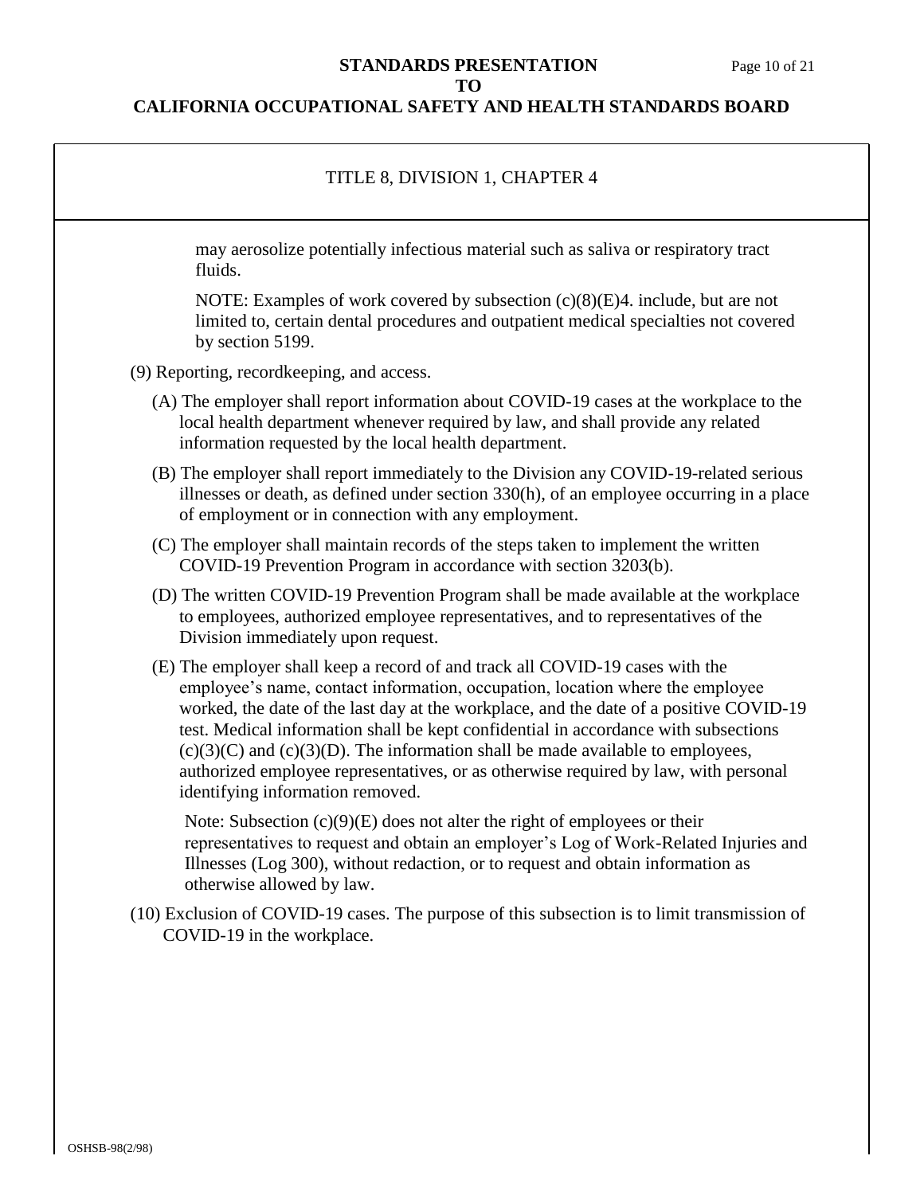may aerosolize potentially infectious material such as saliva or respiratory tract fluids.

NOTE: Examples of work covered by subsection (c)(8)(E)4. include, but are not limited to, certain dental procedures and outpatient medical specialties not covered by section 5199.

(9) Reporting, recordkeeping, and access.

(A) The employer shall report information about COVID-19 cases at the workplace to the local health department whenever required by law, and shall provide any related information requested by the local health department.

(B) The employer shall report immediately to the Division any COVID-19-related serious illnesses or death, as defined under section 330(h), of an employee occurring in a place of employment or in connection with any employment.

(C) The employer shall maintain records of the steps taken to implement the written COVID-19 Prevention Program in accordance with section 3203(b).

(D) The written COVID-19 Prevention Program shall be made available at the workplace to employees, authorized employee representatives, and to representatives of the Division immediately upon request.

(E) The employer shall keep a record of and track all COVID-19 cases with the employee's name, contact information, occupation, location where the employee worked, the date of the last day at the workplace, and the date of a positive COVID-19 test. Medical information shall be kept confidential in accordance with subsections (c)(3)(C) and (c)(3)(D). The information shall be made available to employees, authorized employee representatives, or as otherwise required by law, with personal identifying information removed.

Note: Subsection (c)(9)(E) does not alter the right of employees or their representatives to request and obtain an employer's Log of Work-Related Injuries and Illnesses (Log 300), without redaction, or to request and obtain information as otherwise allowed by law.

(10) Exclusion of COVID-19 cases. The purpose of this subsection is to limit transmission of COVID-19 in the workplace.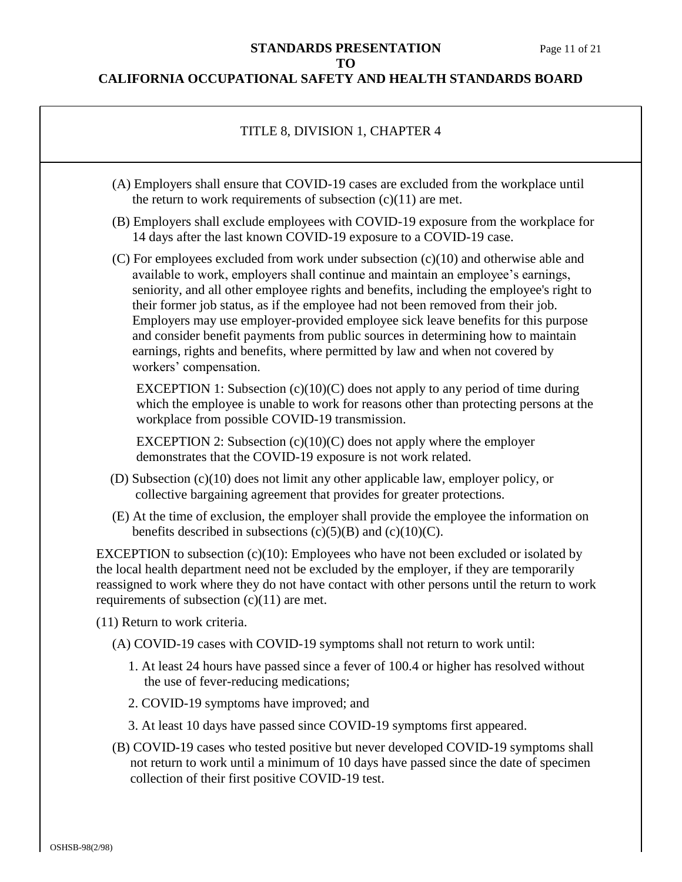TITLE 8, DIVISION 1, CHAPTER 4

(A) Employers shall ensure that COVID-19 cases are excluded from the workplace until the return to work requirements of subsection (c)(11) are met.

(B) Employers shall exclude employees with COVID-19 exposure from the workplace for 14 days after the last known COVID-19 exposure to a COVID-19 case.

(C) For employees excluded from work under subsection (c)(10) and otherwise able and available to work, employers shall continue and maintain an employee's earnings, seniority, and all other employee rights and benefits, including the employee's right to their former job status, as if the employee had not been removed from their job. Employers may use employer-provided employee sick leave benefits for this purpose and consider benefit payments from public sources in determining how to maintain earnings, rights and benefits, where permitted by law and when not covered by workers' compensation.

EXCEPTION 1: Subsection (c)(10)(C) does not apply to any period of time during which the employee is unable to work for reasons other than protecting persons at the workplace from possible COVID-19 transmission.

EXCEPTION 2: Subsection (c)(10)(C) does not apply where the employer demonstrates that the COVID-19 exposure is not work related.

(D) Subsection (c)(10) does not limit any other applicable law, employer policy, or collective bargaining agreement that provides for greater protections.

(E) At the time of exclusion, the employer shall provide the employee the information on benefits described in subsections (c)(5)(B) and (c)(10)(C).

EXCEPTION to subsection (c)(10): Employees who have not been excluded or isolated by the local health department need not be excluded by the employer, if they are temporarily reassigned to work where they do not have contact with other persons until the return to work requirements of subsection (c)(11) are met.

(11) Return to work criteria.

(A) COVID-19 cases with COVID-19 symptoms shall not return to work until:

1. At least 24 hours have passed since a fever of 100.4 or higher has resolved without the use of fever-reducing medications;

2. COVID-19 symptoms have improved; and

3. At least 10 days have passed since COVID-19 symptoms first appeared.

(B) COVID-19 cases who tested positive but never developed COVID-19 symptoms shall not return to work until a minimum of 10 days have passed since the date of specimen collection of their first positive COVID-19 test.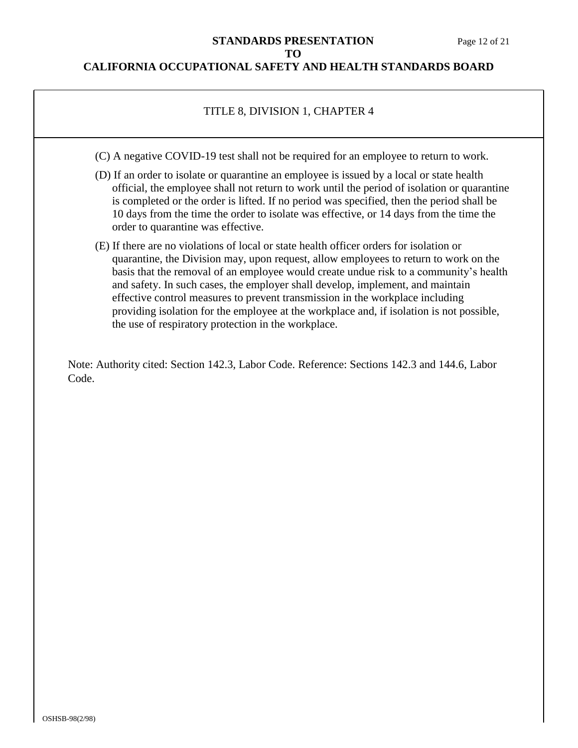TITLE 8, DIVISION 1, CHAPTER 4

(C) A negative COVID-19 test shall not be required for an employee to return to work.

(D) If an order to isolate or quarantine an employee is issued by a local or state health official, the employee shall not return to work until the period of isolation or quarantine is completed or the order is lifted. If no period was specified, then the period shall be 10 days from the time the order to isolate was effective, or 14 days from the time the order to quarantine was effective.

(E) If there are no violations of local or state health officer orders for isolation or quarantine, the Division may, upon request, allow employees to return to work on the basis that the removal of an employee would create undue risk to a community's health and safety. In such cases, the employer shall develop, implement, and maintain effective control measures to prevent transmission in the workplace including providing isolation for the employee at the workplace and, if isolation is not possible, the use of respiratory protection in the workplace.

Note: Authority cited: Section 142.3, Labor Code. Reference: Sections 142.3 and 144.6, Labor Code.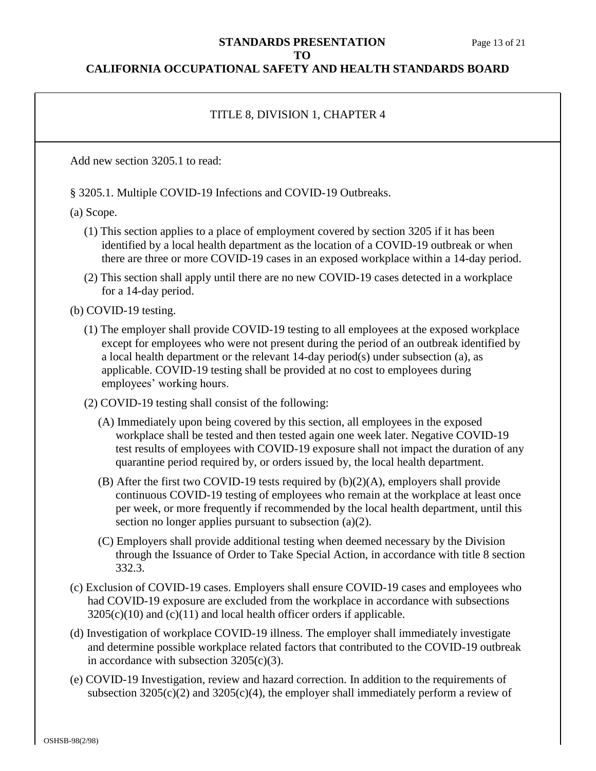TITLE 8, DIVISION 1, CHAPTER 4

Add new section 3205.1 to read:

§ 3205.1. Multiple COVID-19 Infections and COVID-19 Outbreaks.

(a) Scope.

(1) This section applies to a place of employment covered by section 3205 if it has been identified by a local health department as the location of a COVID-19 outbreak or when there are three or more COVID-19 cases in an exposed workplace within a 14-day period.

(2) This section shall apply until there are no new COVID-19 cases detected in a workplace for a 14-day period.

(b) COVID-19 testing.

(1) The employer shall provide COVID-19 testing to all employees at the exposed workplace except for employees who were not present during the period of an outbreak identified by a local health department or the relevant 14-day period(s) under subsection (a), as applicable. COVID-19 testing shall be provided at no cost to employees during employees' working hours.

(2) COVID-19 testing shall consist of the following:

(A) Immediately upon being covered by this section, all employees in the exposed workplace shall be tested and then tested again one week later. Negative COVID-19 test results of employees with COVID-19 exposure shall not impact the duration of any quarantine period required by, or orders issued by, the local health department.

(B) After the first two COVID-19 tests required by (b)(2)(A), employers shall provide continuous COVID-19 testing of employees who remain at the workplace at least once per week, or more frequently if recommended by the local health department, until this section no longer applies pursuant to subsection (a)(2).

(C) Employers shall provide additional testing when deemed necessary by the Division through the Issuance of Order to Take Special Action, in accordance with title 8 section 332.3.

(c) Exclusion of COVID-19 cases. Employers shall ensure COVID-19 cases and employees who had COVID-19 exposure are excluded from the workplace in accordance with subsections 3205(c)(10) and (c)(11) and local health officer orders if applicable.

(d) Investigation of workplace COVID-19 illness. The employer shall immediately investigate and determine possible workplace related factors that contributed to the COVID-19 outbreak in accordance with subsection 3205(c)(3).

(e) COVID-19 Investigation, review and hazard correction. In addition to the requirements of subsection 3205(c)(2) and 3205(c)(4), the employer shall immediately perform a review of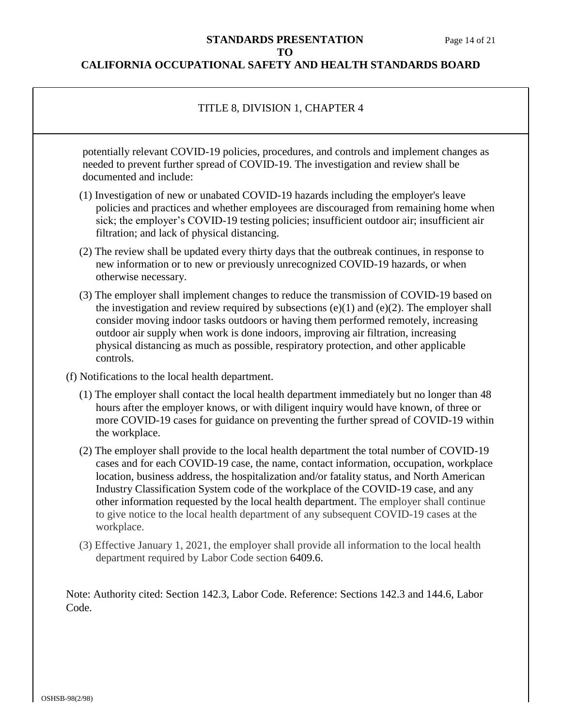TITLE 8, DIVISION 1, CHAPTER 4

potentially relevant COVID-19 policies, procedures, and controls and implement changes as needed to prevent further spread of COVID-19. The investigation and review shall be documented and include:

(1) Investigation of new or unabated COVID-19 hazards including the employer's leave policies and practices and whether employees are discouraged from remaining home when sick; the employer's COVID-19 testing policies; insufficient outdoor air; insufficient air filtration; and lack of physical distancing.

(2) The review shall be updated every thirty days that the outbreak continues, in response to new information or to new or previously unrecognized COVID-19 hazards, or when otherwise necessary.

(3) The employer shall implement changes to reduce the transmission of COVID-19 based on the investigation and review required by subsections (e)(1) and (e)(2). The employer shall consider moving indoor tasks outdoors or having them performed remotely, increasing outdoor air supply when work is done indoors, improving air filtration, increasing physical distancing as much as possible, respiratory protection, and other applicable controls.

(f) Notifications to the local health department.

(1) The employer shall contact the local health department immediately but no longer than 48 hours after the employer knows, or with diligent inquiry would have known, of three or more COVID-19 cases for guidance on preventing the further spread of COVID-19 within the workplace.

(2) The employer shall provide to the local health department the total number of COVID-19 cases and for each COVID-19 case, the name, contact information, occupation, workplace location, business address, the hospitalization and/or fatality status, and North American Industry Classification System code of the workplace of the COVID-19 case, and any other information requested by the local health department. The employer shall continue to give notice to the local health department of any subsequent COVID-19 cases at the workplace.

(3) Effective January 1, 2021, the employer shall provide all information to the local health department required by Labor Code section 6409.6.

Note: Authority cited: Section 142.3, Labor Code. Reference: Sections 142.3 and 144.6, Labor Code.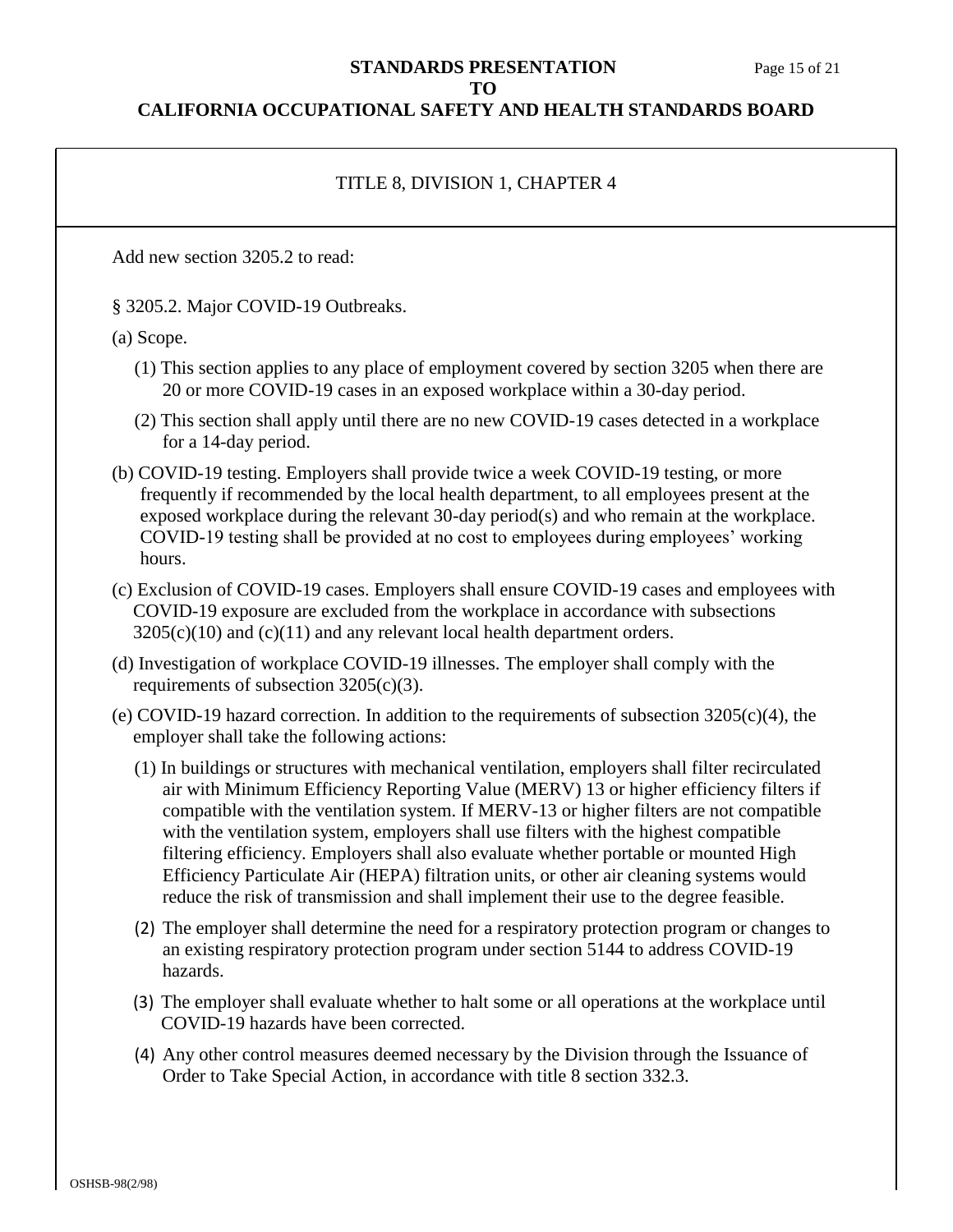TITLE 8, DIVISION 1, CHAPTER 4

Add new section 3205.2 to read:

§ 3205.2. Major COVID-19 Outbreaks.

(a) Scope.

(1) This section applies to any place of employment covered by section 3205 when there are 20 or more COVID-19 cases in an exposed workplace within a 30-day period.

(2) This section shall apply until there are no new COVID-19 cases detected in a workplace for a 14-day period.

(b) COVID-19 testing. Employers shall provide twice a week COVID-19 testing, or more frequently if recommended by the local health department, to all employees present at the exposed workplace during the relevant 30-day period(s) and who remain at the workplace. COVID-19 testing shall be provided at no cost to employees during employees' working hours.

(c) Exclusion of COVID-19 cases. Employers shall ensure COVID-19 cases and employees with COVID-19 exposure are excluded from the workplace in accordance with subsections 3205(c)(10) and (c)(11) and any relevant local health department orders.

(d) Investigation of workplace COVID-19 illnesses. The employer shall comply with the requirements of subsection 3205(c)(3).

(e) COVID-19 hazard correction. In addition to the requirements of subsection 3205(c)(4), the employer shall take the following actions:

(1) In buildings or structures with mechanical ventilation, employers shall filter recirculated air with Minimum Efficiency Reporting Value (MERV) 13 or higher efficiency filters if compatible with the ventilation system. If MERV-13 or higher filters are not compatible with the ventilation system, employers shall use filters with the highest compatible filtering efficiency. Employers shall also evaluate whether portable or mounted High Efficiency Particulate Air (HEPA) filtration units, or other air cleaning systems would reduce the risk of transmission and shall implement their use to the degree feasible.

(2) The employer shall determine the need for a respiratory protection program or changes to an existing respiratory protection program under section 5144 to address COVID-19 hazards.

(3) The employer shall evaluate whether to halt some or all operations at the workplace until COVID-19 hazards have been corrected.

(4) Any other control measures deemed necessary by the Division through the Issuance of Order to Take Special Action, in accordance with title 8 section 332.3.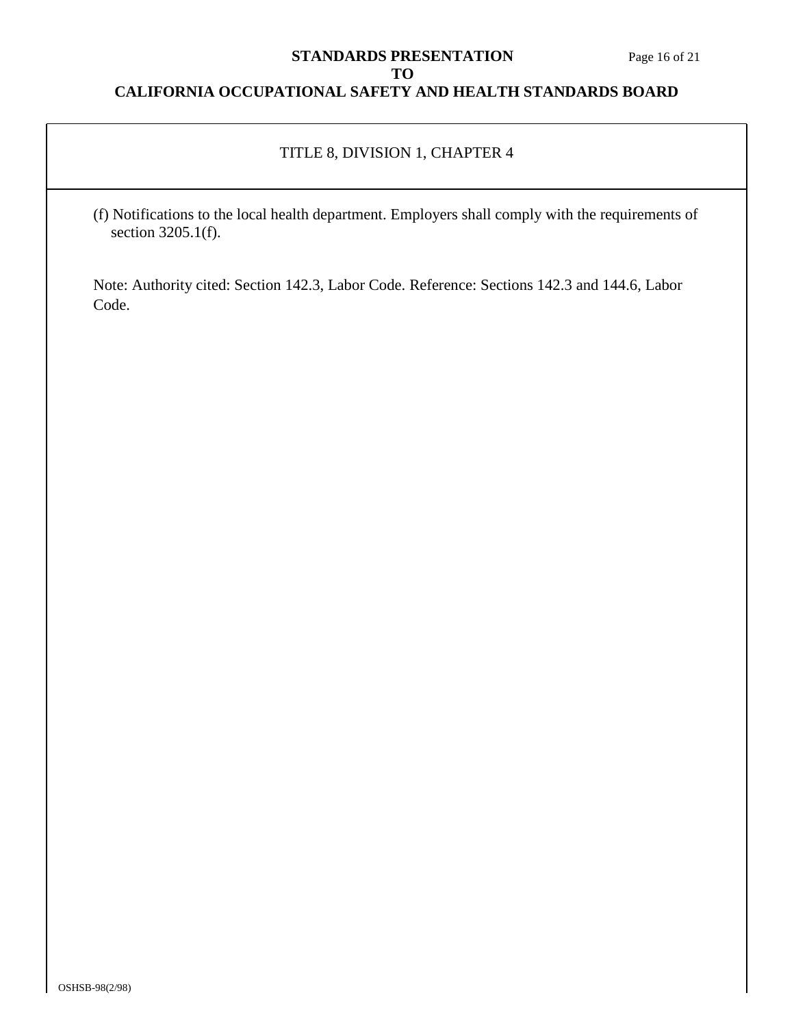TITLE 8, DIVISION 1, CHAPTER 4

(f) Notifications to the local health department. Employers shall comply with the requirements of section 3205.1(f).

Note: Authority cited: Section 142.3, Labor Code. Reference: Sections 142.3 and 144.6, Labor Code.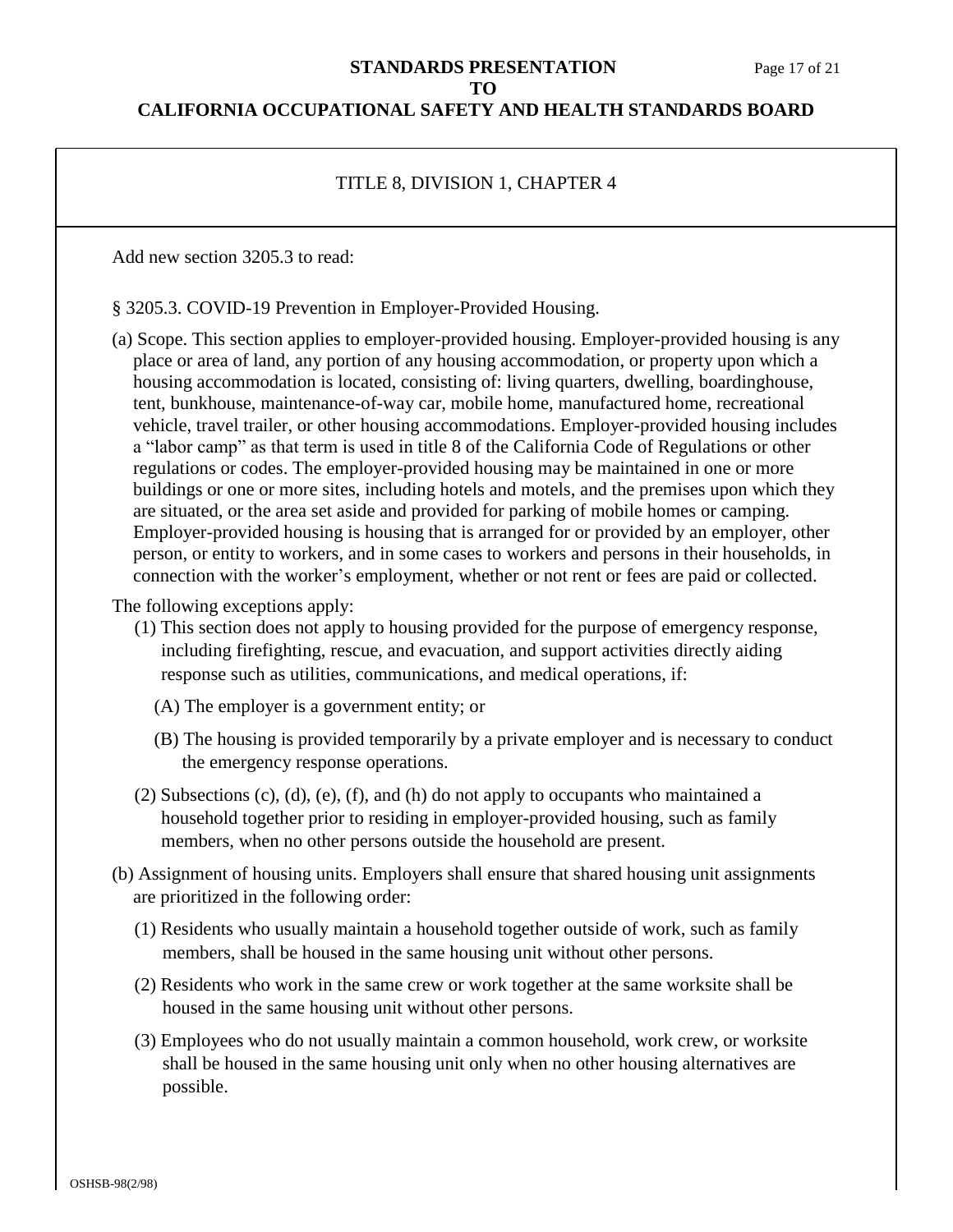TITLE 8, DIVISION 1, CHAPTER 4

Add new section 3205.3 to read:

§ 3205.3. COVID-19 Prevention in Employer-Provided Housing.

(a) Scope. This section applies to employer-provided housing. Employer-provided housing is any place or area of land, any portion of any housing accommodation, or property upon which a housing accommodation is located, consisting of: living quarters, dwelling, boardinghouse, tent, bunkhouse, maintenance-of-way car, mobile home, manufactured home, recreational vehicle, travel trailer, or other housing accommodations. Employer-provided housing includes a "labor camp" as that term is used in title 8 of the California Code of Regulations or other regulations or codes. The employer-provided housing may be maintained in one or more buildings or one or more sites, including hotels and motels, and the premises upon which they are situated, or the area set aside and provided for parking of mobile homes or camping. Employer-provided housing is housing that is arranged for or provided by an employer, other person, or entity to workers, and in some cases to workers and persons in their households, in connection with the worker's employment, whether or not rent or fees are paid or collected.

The following exceptions apply:

(1) This section does not apply to housing provided for the purpose of emergency response, including firefighting, rescue, and evacuation, and support activities directly aiding response such as utilities, communications, and medical operations, if:

(A) The employer is a government entity; or

(B) The housing is provided temporarily by a private employer and is necessary to conduct the emergency response operations.

(2) Subsections (c), (d), (e), (f), and (h) do not apply to occupants who maintained a household together prior to residing in employer-provided housing, such as family members, when no other persons outside the household are present.

(b) Assignment of housing units. Employers shall ensure that shared housing unit assignments are prioritized in the following order:

(1) Residents who usually maintain a household together outside of work, such as family members, shall be housed in the same housing unit without other persons.

(2) Residents who work in the same crew or work together at the same worksite shall be housed in the same housing unit without other persons.

(3) Employees who do not usually maintain a common household, work crew, or worksite shall be housed in the same housing unit only when no other housing alternatives are possible.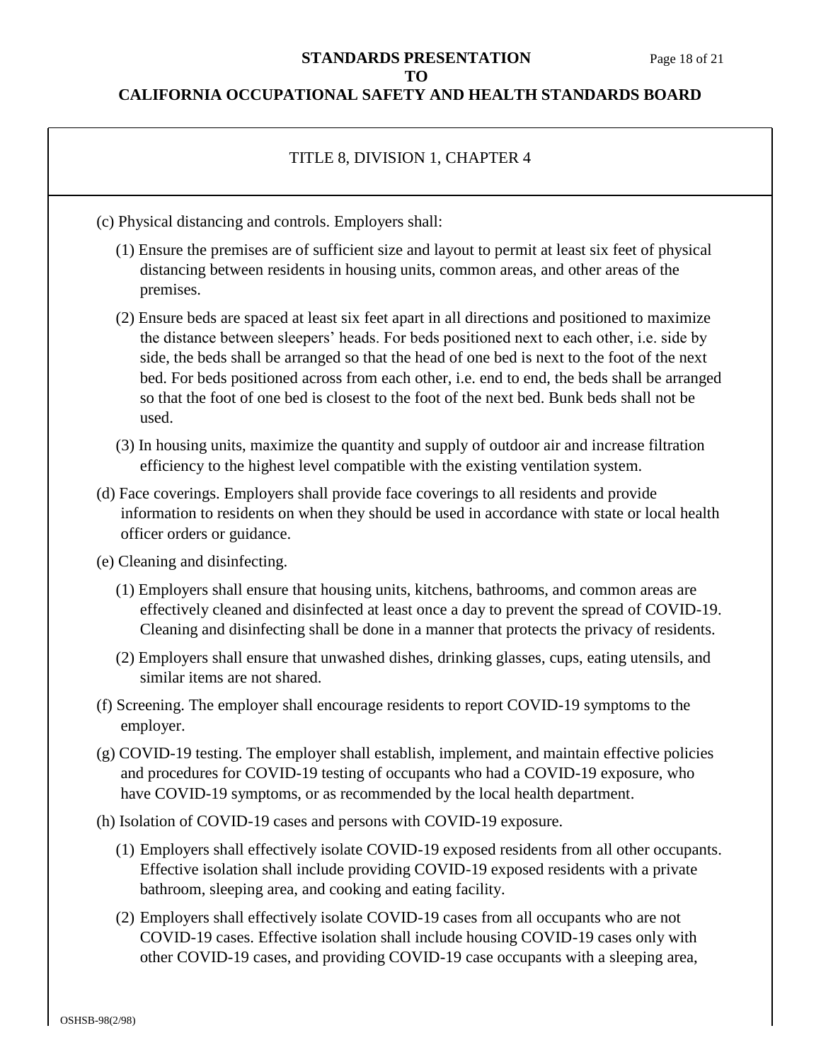TITLE 8, DIVISION 1, CHAPTER 4

(c) Physical distancing and controls. Employers shall:

(1) Ensure the premises are of sufficient size and layout to permit at least six feet of physical distancing between residents in housing units, common areas, and other areas of the premises.

(2) Ensure beds are spaced at least six feet apart in all directions and positioned to maximize the distance between sleepers' heads. For beds positioned next to each other, i.e. side by side, the beds shall be arranged so that the head of one bed is next to the foot of the next bed. For beds positioned across from each other, i.e. end to end, the beds shall be arranged so that the foot of one bed is closest to the foot of the next bed. Bunk beds shall not be used.

(3) In housing units, maximize the quantity and supply of outdoor air and increase filtration efficiency to the highest level compatible with the existing ventilation system.

(d) Face coverings. Employers shall provide face coverings to all residents and provide information to residents on when they should be used in accordance with state or local health officer orders or guidance.

(e) Cleaning and disinfecting.

(1) Employers shall ensure that housing units, kitchens, bathrooms, and common areas are effectively cleaned and disinfected at least once a day to prevent the spread of COVID-19. Cleaning and disinfecting shall be done in a manner that protects the privacy of residents.

(2) Employers shall ensure that unwashed dishes, drinking glasses, cups, eating utensils, and similar items are not shared.

(f) Screening. The employer shall encourage residents to report COVID-19 symptoms to the employer.

(g) COVID-19 testing. The employer shall establish, implement, and maintain effective policies and procedures for COVID-19 testing of occupants who had a COVID-19 exposure, who have COVID-19 symptoms, or as recommended by the local health department.

(h) Isolation of COVID-19 cases and persons with COVID-19 exposure.

(1) Employers shall effectively isolate COVID-19 exposed residents from all other occupants. Effective isolation shall include providing COVID-19 exposed residents with a private bathroom, sleeping area, and cooking and eating facility.

(2) Employers shall effectively isolate COVID-19 cases from all occupants who are not COVID-19 cases. Effective isolation shall include housing COVID-19 cases only with other COVID-19 cases, and providing COVID-19 case occupants with a sleeping area,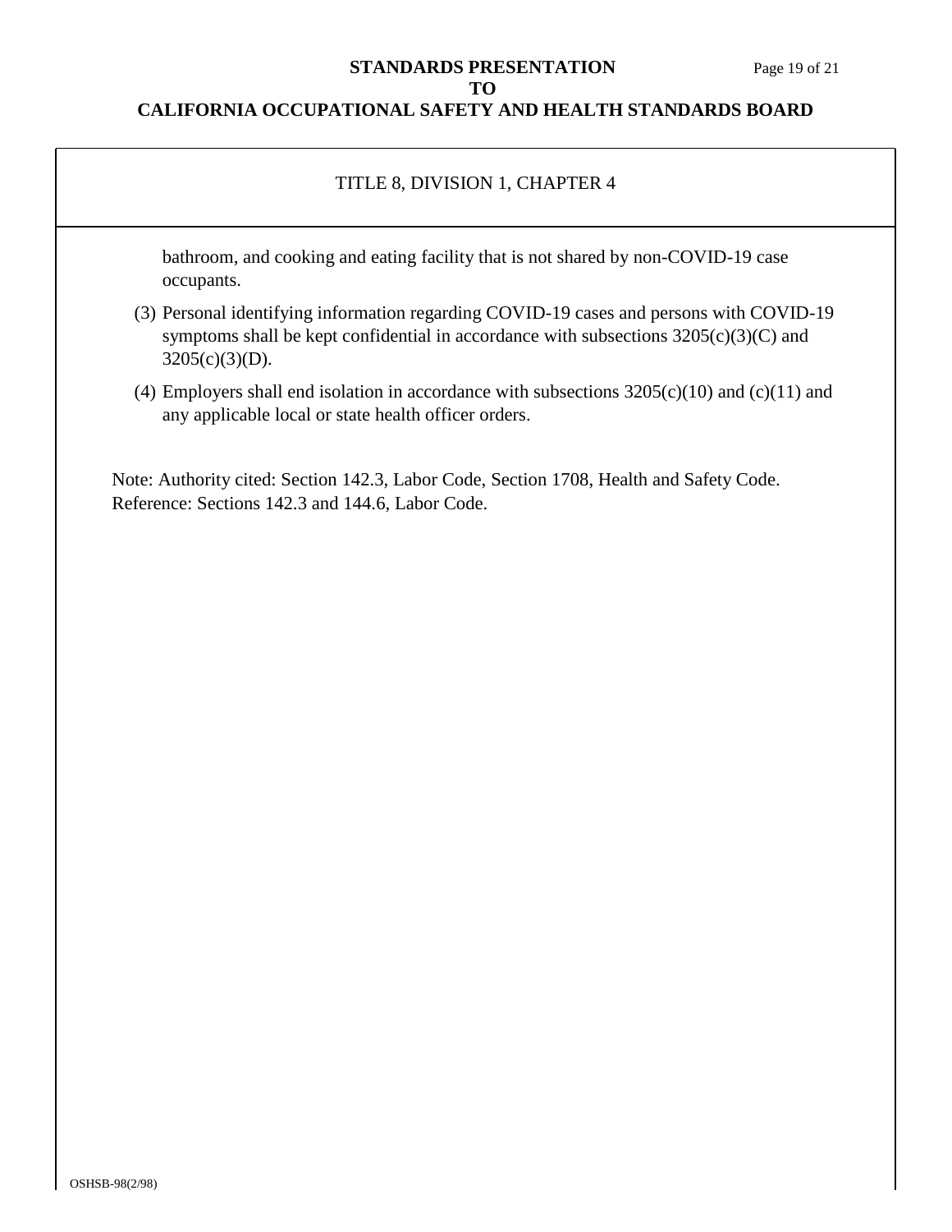TITLE 8, DIVISION 1, CHAPTER 4

bathroom, and cooking and eating facility that is not shared by non-COVID-19 case occupants.

(3) Personal identifying information regarding COVID-19 cases and persons with COVID-19 symptoms shall be kept confidential in accordance with subsections 3205(c)(3)(C) and 3205(c)(3)(D).

(4) Employers shall end isolation in accordance with subsections 3205(c)(10) and (c)(11) and any applicable local or state health officer orders.

Note: Authority cited: Section 142.3, Labor Code, Section 1708, Health and Safety Code. Reference: Sections 142.3 and 144.6, Labor Code.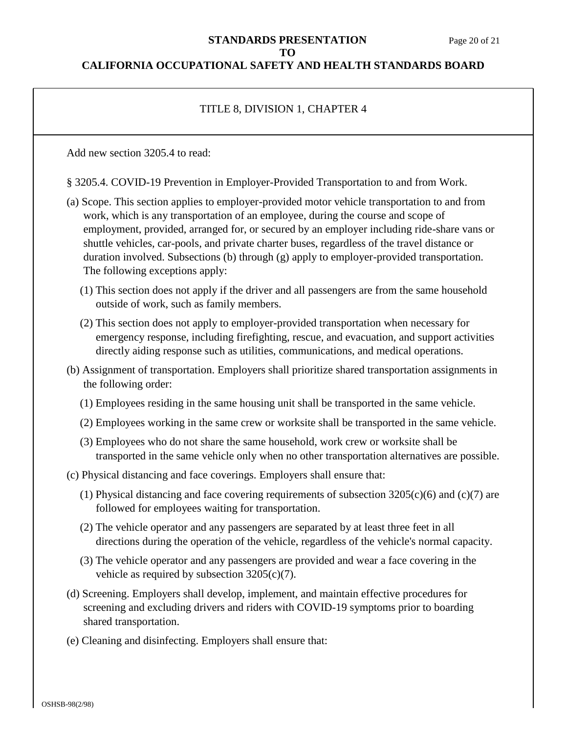TITLE 8, DIVISION 1, CHAPTER 4

Add new section 3205.4 to read:

§ 3205.4. COVID-19 Prevention in Employer-Provided Transportation to and from Work.

(a) Scope. This section applies to employer-provided motor vehicle transportation to and from work, which is any transportation of an employee, during the course and scope of employment, provided, arranged for, or secured by an employer including ride-share vans or shuttle vehicles, car-pools, and private charter buses, regardless of the travel distance or duration involved. Subsections (b) through (g) apply to employer-provided transportation. The following exceptions apply:

(1) This section does not apply if the driver and all passengers are from the same household outside of work, such as family members.

(2) This section does not apply to employer-provided transportation when necessary for emergency response, including firefighting, rescue, and evacuation, and support activities directly aiding response such as utilities, communications, and medical operations.

(b) Assignment of transportation. Employers shall prioritize shared transportation assignments in the following order:

(1) Employees residing in the same housing unit shall be transported in the same vehicle.

(2) Employees working in the same crew or worksite shall be transported in the same vehicle.

(3) Employees who do not share the same household, work crew or worksite shall be transported in the same vehicle only when no other transportation alternatives are possible.

(c) Physical distancing and face coverings. Employers shall ensure that:

(1) Physical distancing and face covering requirements of subsection 3205(c)(6) and (c)(7) are followed for employees waiting for transportation.

(2) The vehicle operator and any passengers are separated by at least three feet in all directions during the operation of the vehicle, regardless of the vehicle's normal capacity.

(3) The vehicle operator and any passengers are provided and wear a face covering in the vehicle as required by subsection 3205(c)(7).

(d) Screening. Employers shall develop, implement, and maintain effective procedures for screening and excluding drivers and riders with COVID-19 symptoms prior to boarding shared transportation.

(e) Cleaning and disinfecting. Employers shall ensure that: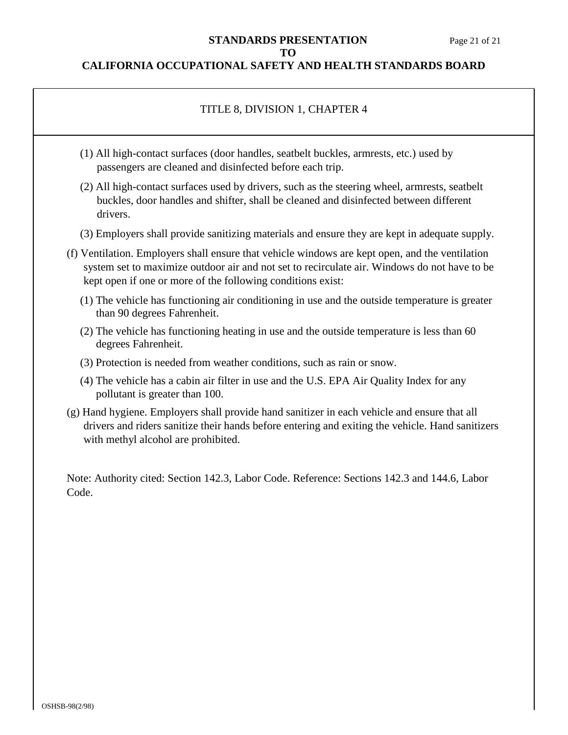TITLE 8, DIVISION 1, CHAPTER 4

(1) All high-contact surfaces (door handles, seatbelt buckles, armrests, etc.) used by passengers are cleaned and disinfected before each trip.

(2) All high-contact surfaces used by drivers, such as the steering wheel, armrests, seatbelt buckles, door handles and shifter, shall be cleaned and disinfected between different drivers.

(3) Employers shall provide sanitizing materials and ensure they are kept in adequate supply.

(f) Ventilation. Employers shall ensure that vehicle windows are kept open, and the ventilation system set to maximize outdoor air and not set to recirculate air. Windows do not have to be kept open if one or more of the following conditions exist:

(1) The vehicle has functioning air conditioning in use and the outside temperature is greater than 90 degrees Fahrenheit.

(2) The vehicle has functioning heating in use and the outside temperature is less than 60 degrees Fahrenheit.

(3) Protection is needed from weather conditions, such as rain or snow.

(4) The vehicle has a cabin air filter in use and the U.S. EPA Air Quality Index for any pollutant is greater than 100.

(g) Hand hygiene. Employers shall provide hand sanitizer in each vehicle and ensure that all drivers and riders sanitize their hands before entering and exiting the vehicle. Hand sanitizers with methyl alcohol are prohibited.

Note: Authority cited: Section 142.3, Labor Code. Reference: Sections 142.3 and 144.6, Labor Code.